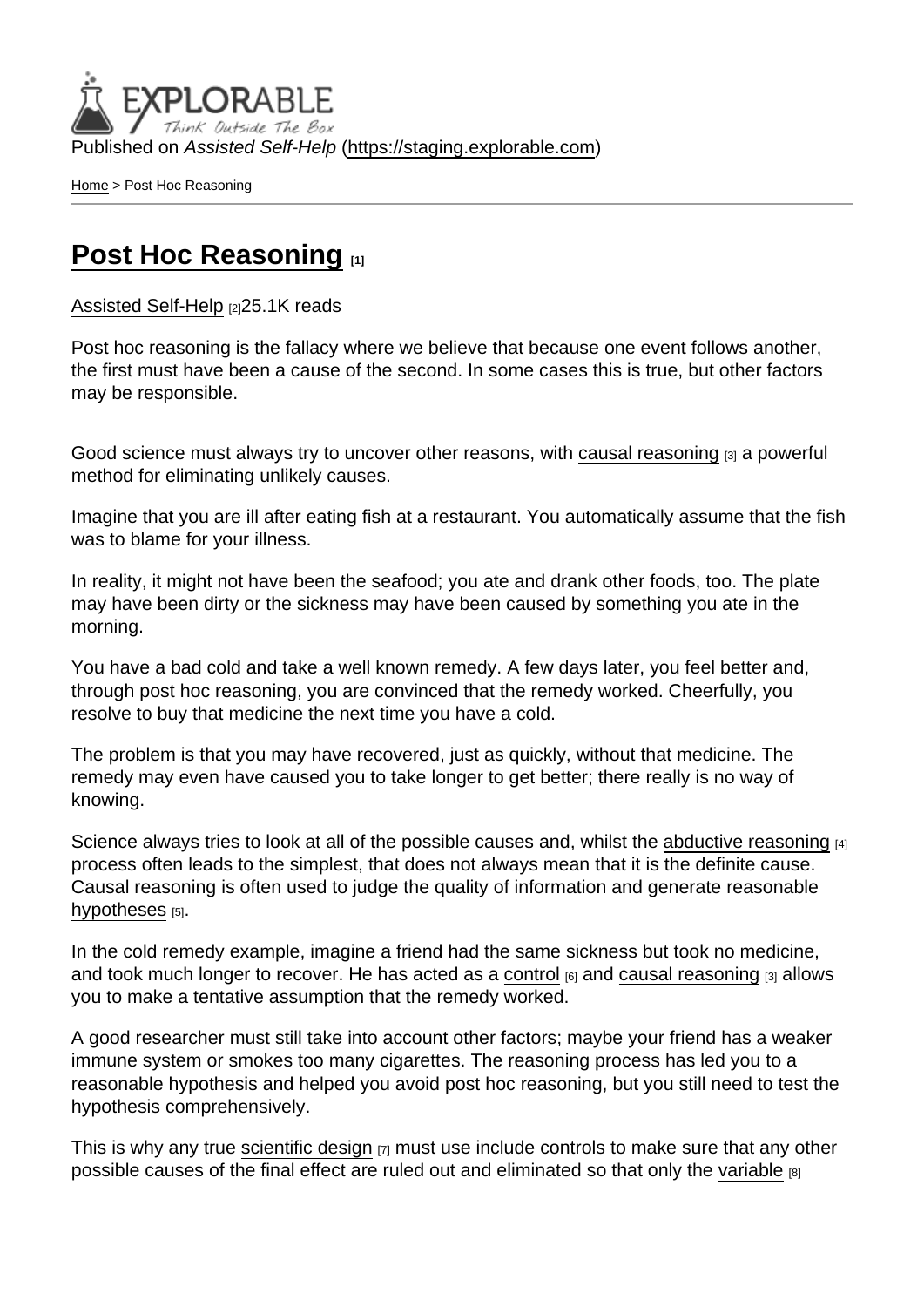Published on *Assisted Self-Help* (https://staging.explorable.com)

Home > Post Hoc Reasoning

# Post Hoc Reasoning [1]

Assisted Self-Help [2]25.1K reads

Post hoc reasoning is the fallacy where we believe that because one event follows another, the first must have been a cause of the second. In some cases this is true, but other factors may be responsible.

Good science must always try to uncover other reasons, with causal reasoning [3] a powerful method for eliminating unlikely causes.

Imagine that you are ill after eating fish at a restaurant. You automatically assume that the fish was to blame for your illness.

In reality, it might not have been the seafood; you ate and drank other foods, too. The plate may have been dirty or the sickness may have been caused by something you ate in the morning.

You have a bad cold and take a well known remedy. A few days later, you feel better and, through post hoc reasoning, you are convinced that the remedy worked. Cheerfully, you resolve to buy that medicine the next time you have a cold.

The problem is that you may have recovered, just as quickly, without that medicine. The remedy may even have caused you to take longer to get better; there really is no way of knowing.

Science always tries to look at all of the possible causes and, whilst the abductive reasoning [4] process often leads to the simplest, that does not always mean that it is the definite cause. Causal reasoning is often used to judge the quality of information and generate reasonable hypotheses [5].

In the cold remedy example, imagine a friend had the same sickness but took no medicine, and took much longer to recover. He has acted as a control [6] and causal reasoning [3] allows you to make a tentative assumption that the remedy worked.

A good researcher must still take into account other factors; maybe your friend has a weaker immune system or smokes too many cigarettes. The reasoning process has led you to a reasonable hypothesis and helped you avoid post hoc reasoning, but you still need to test the hypothesis comprehensively.

This is why any true scientific design [7] must use include controls to make sure that any other possible causes of the final effect are ruled out and eliminated so that only the variable [8]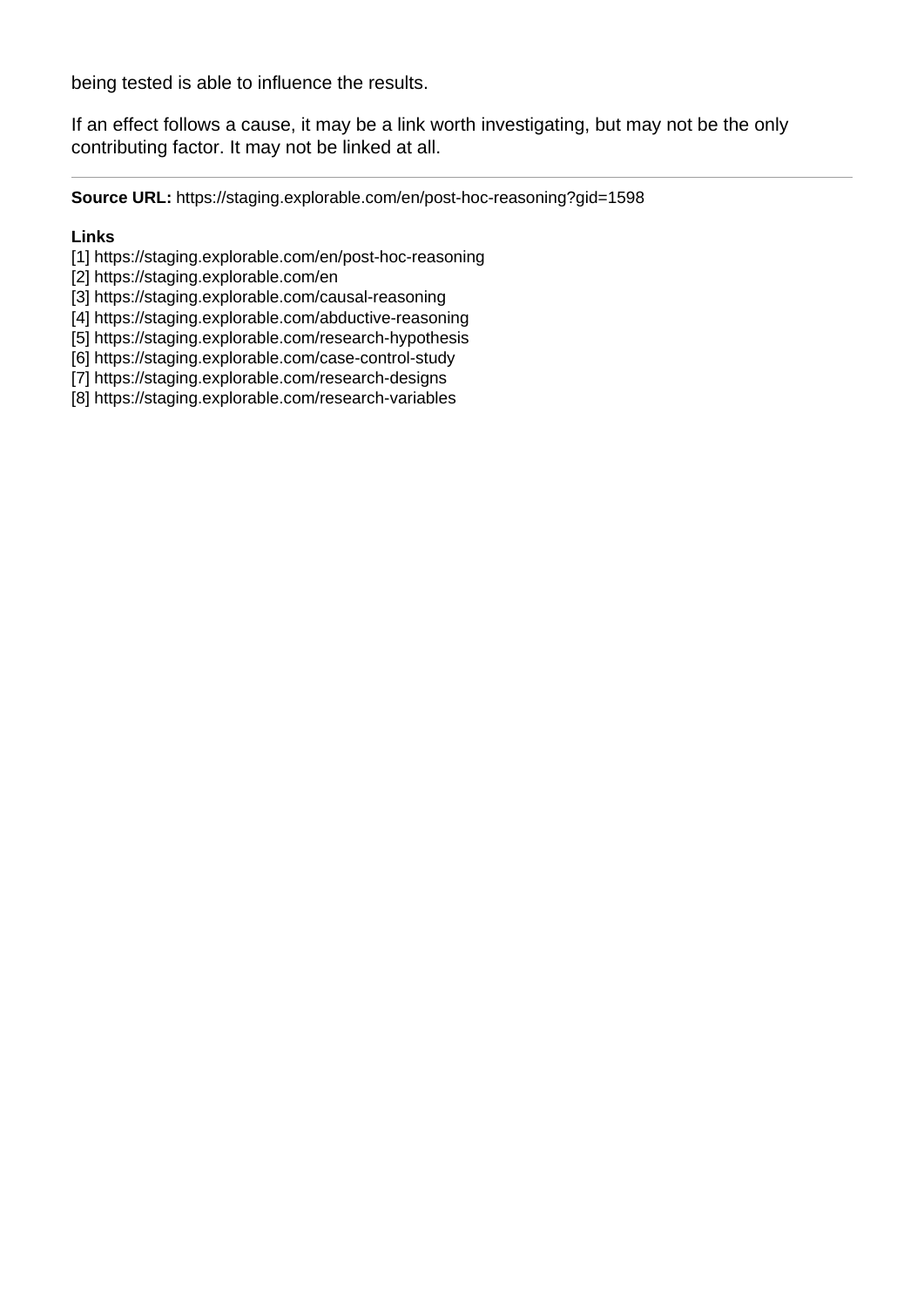being tested is able to influence the results.

If an effect follows a cause, it may be a link worth investigating, but may not be the only contributing factor. It may not be linked at all.

---

**Source URL:** https://staging.explorable.com/en/post-hoc-reasoning?gid=1598

**Links**
[1] https://staging.explorable.com/en/post-hoc-reasoning
[2] https://staging.explorable.com/en
[3] https://staging.explorable.com/causal-reasoning
[4] https://staging.explorable.com/abductive-reasoning
[5] https://staging.explorable.com/research-hypothesis
[6] https://staging.explorable.com/case-control-study
[7] https://staging.explorable.com/research-designs
[8] https://staging.explorable.com/research-variables